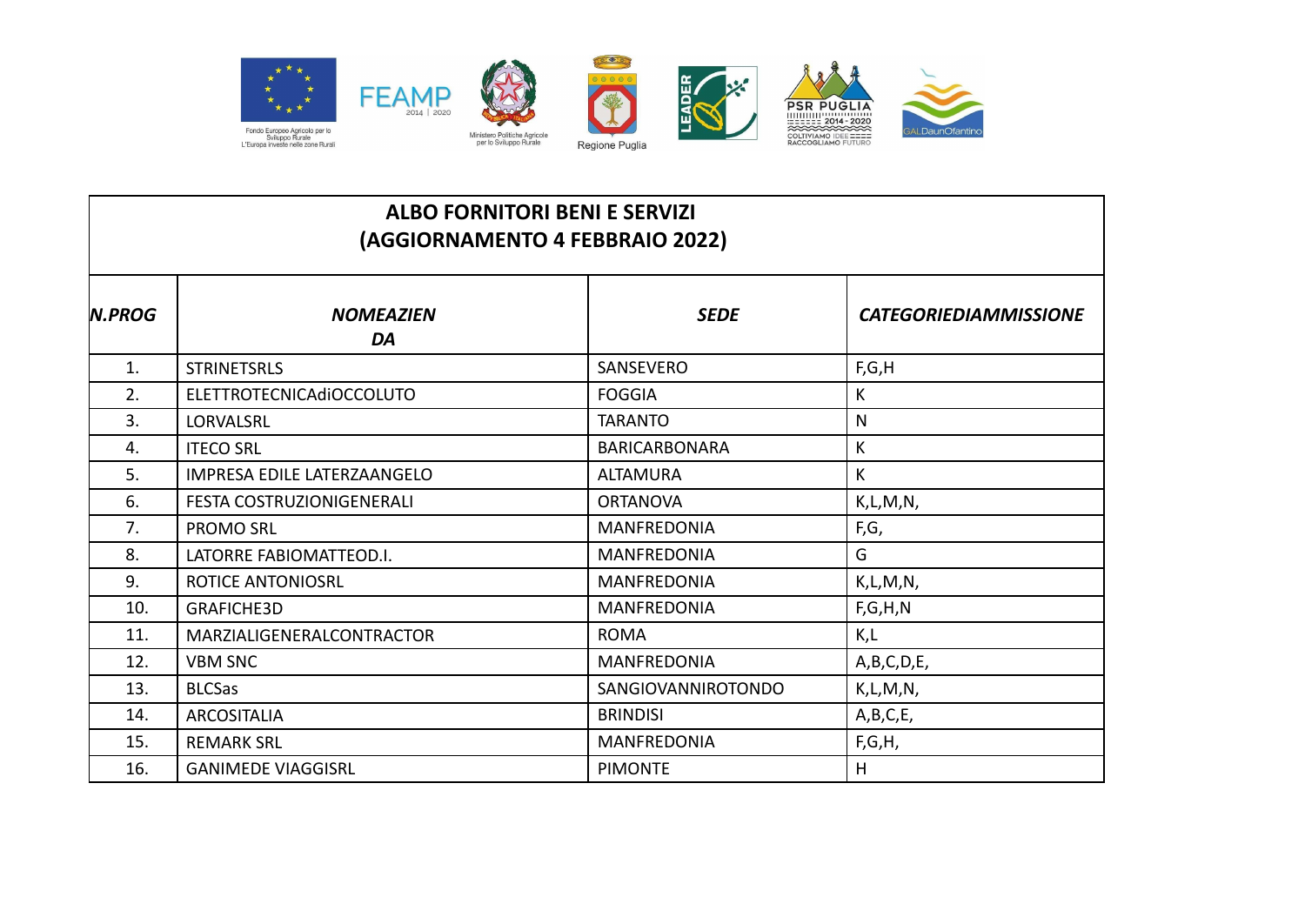| ALBO FORNITORI BENI E SERVIZI (AGGIORNAMENTO 4 FEBBRAIO 2022) | | | |
|---|---|---|---|
| ***N.PROG*** | ***NOMEAZIEN DA*** | ***SEDE*** | ***CATEGORIEDIAMMISSIONE*** |
| 1. | STRINETSRLS | SANSEVERO | F,G,H |
| 2. | ELETTROTECNICAdiOCCOLUTO | FOGGIA | K |
| 3. | LORVALSRL | TARANTO | N |
| 4. | ITECO SRL | BARICARBONARA | K |
| 5. | IMPRESA EDILE LATERZAANGELO | ALTAMURA | K |
| 6. | FESTA COSTRUZIONIGENERALI | ORTANOVA | K,L,M,N, |
| 7. | PROMO SRL | MANFREDONIA | F,G, |
| 8. | LATORRE FABIOMATTEOD.I. | MANFREDONIA | G |
| 9. | ROTICE ANTONIOSRL | MANFREDONIA | K,L,M,N, |
| 10. | GRAFICHE3D | MANFREDONIA | F,G,H,N |
| 11. | MARZIALIGENERALCONTRACTOR | ROMA | K,L |
| 12. | VBM SNC | MANFREDONIA | A,B,C,D,E, |
| 13. | BLCSas | SANGIOVANNIROTONDO | K,L,M,N, |
| 14. | ARCOSITALIA | BRINDISI | A,B,C,E, |
| 15. | REMARK SRL | MANFREDONIA | F,G,H, |
| 16. | GANIMEDE VIAGGISRL | PIMONTE | H |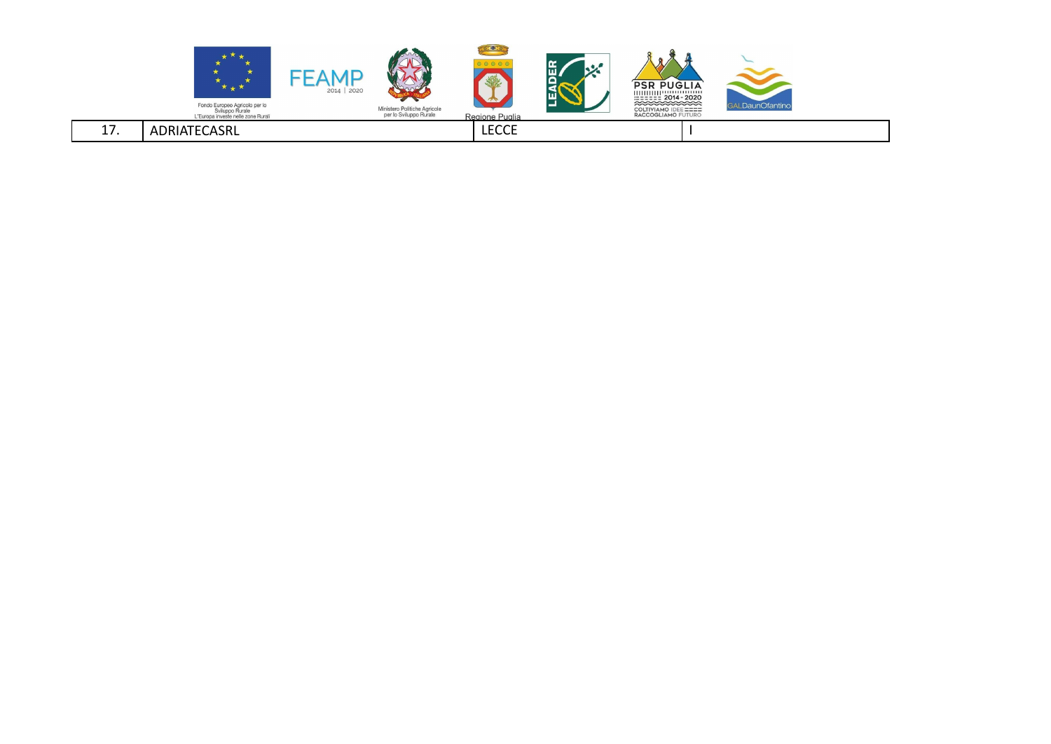| 17. | ADRIATECASRL | LECCE | I |
|---|---|---|---|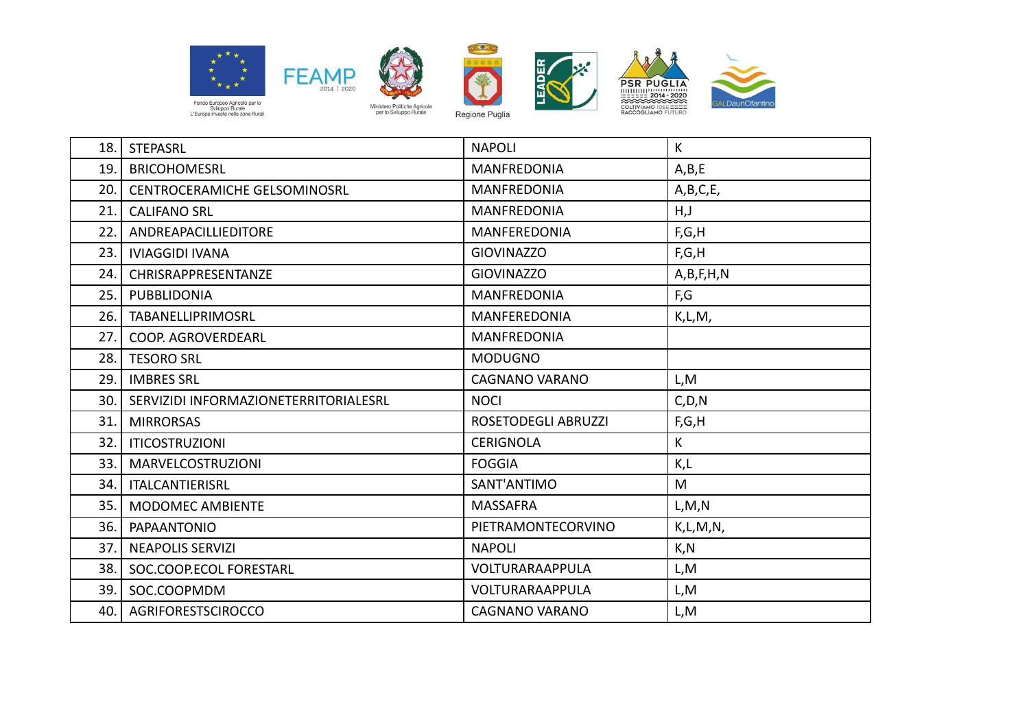| 18. | STEPASRL | NAPOLI | K |
|---|---|---|---|
| 19. | BRICOHOMESRL | MANFREDONIA | A,B,E |
| 20. | CENTROCERAMICHE GELSOMINOSRL | MANFREDONIA | A,B,C,E, |
| 21. | CALIFANO SRL | MANFREDONIA | H,J |
| 22. | ANDREAPACILLIEDITORE | MANFEREDONIA | F,G,H |
| 23. | IVIAGGIDI IVANA | GIOVINAZZO | F,G,H |
| 24. | CHRISRAPPRESENTANZE | GIOVINAZZO | A,B,F,H,N |
| 25. | PUBBLIDONIA | MANFREDONIA | F,G |
| 26. | TABANELLIPRIMOSRL | MANFEREDONIA | K,L,M, |
| 27. | COOP. AGROVERDEARL | MANFREDONIA | |
| 28. | TESORO SRL | MODUGNO | |
| 29. | IMBRES SRL | CAGNANO VARANO | L,M |
| 30. | SERVIZIDI INFORMAZIONETERRITORIALESRL | NOCI | C,D,N |
| 31. | MIRRORSAS | ROSETODEGLI ABRUZZI | F,G,H |
| 32. | ITICOSTRUZIONI | CERIGNOLA | K |
| 33. | MARVELCOSTRUZIONI | FOGGIA | K,L |
| 34. | ITALCANTIERISRL | SANT'ANTIMO | M |
| 35. | MODOMEC AMBIENTE | MASSAFRA | L,M,N |
| 36. | PAPAANTONIO | PIETRAMONTECORVINO | K,L,M,N, |
| 37. | NEAPOLIS SERVIZI | NAPOLI | K,N |
| 38. | SOC.COOP.ECOL FORESTARL | VOLTURARAAPPULA | L,M |
| 39. | SOC.COOPMDM | VOLTURARAAPPULA | L,M |
| 40. | AGRIFORESTSCIROCCO | CAGNANO VARANO | L,M |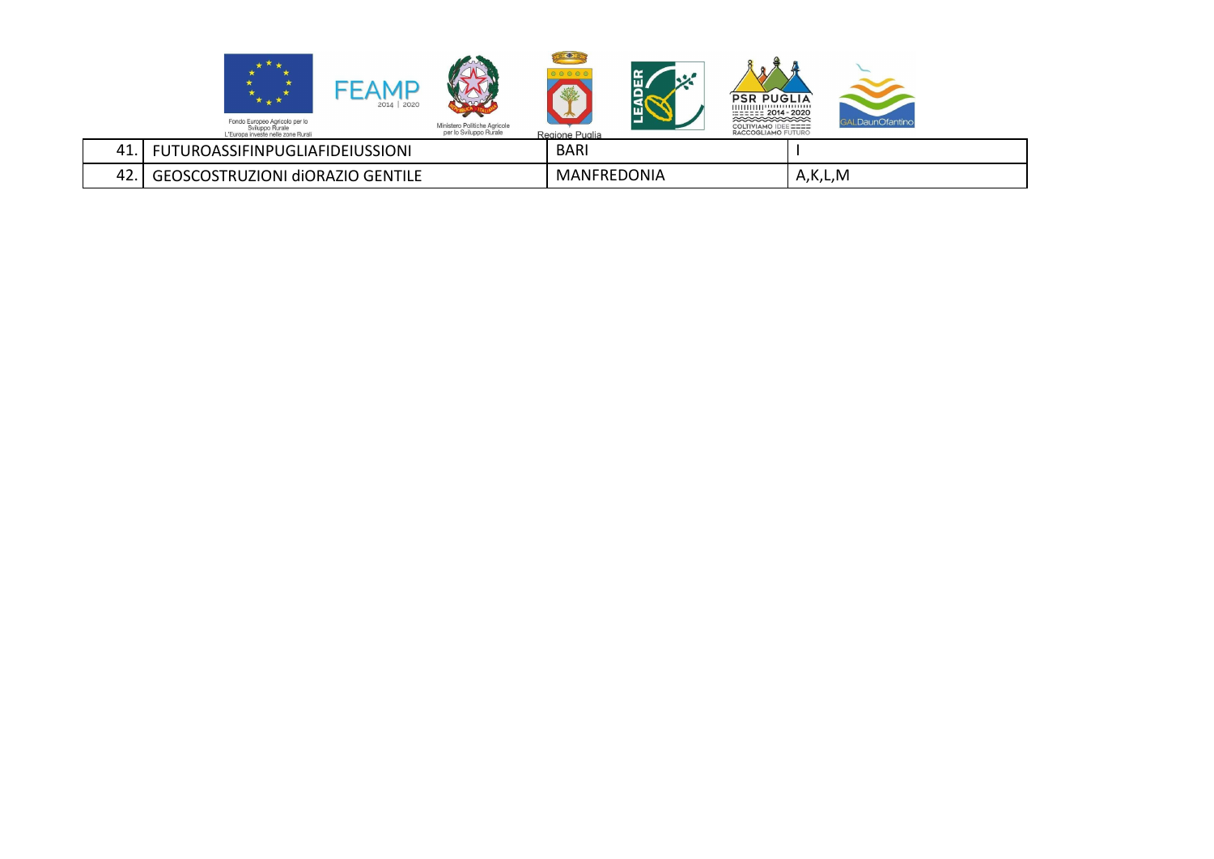| | | | |
|---|---|---|---|
| 41. | FUTUROASSIFINPUGLIAFIDEIUSSIONI | BARI | I |
| 42. | GEOSCOSTRUZIONI diORAZIO GENTILE | MANFREDONIA | A,K,L,M |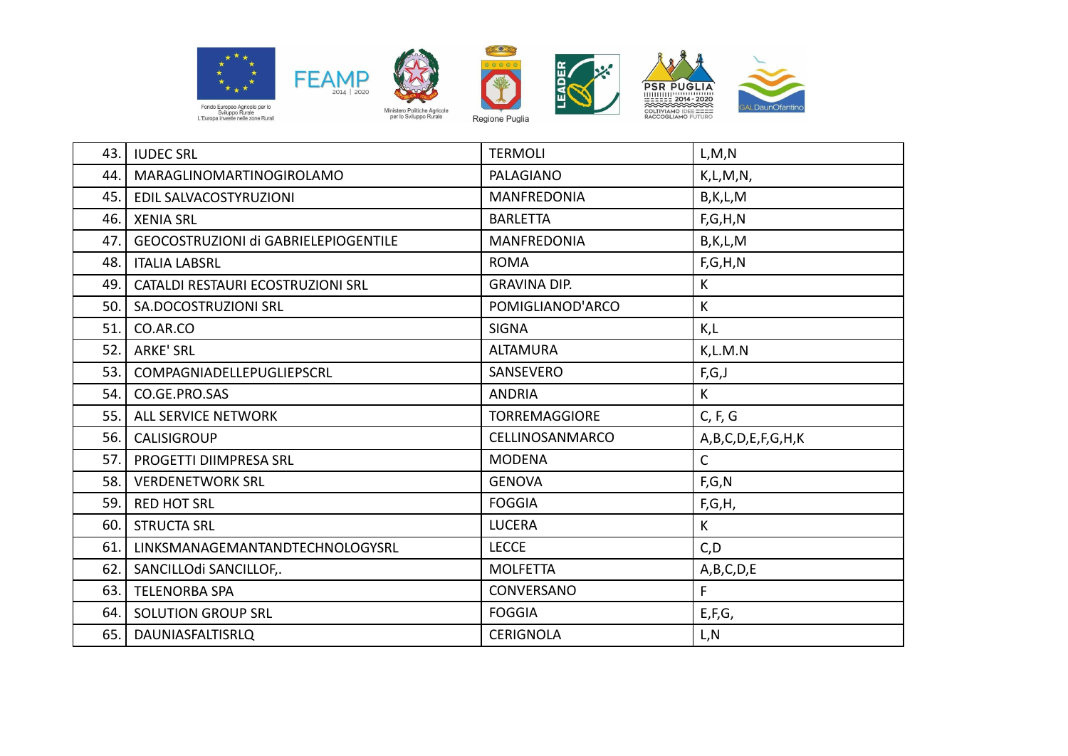| | | | |
|---|---|---|---|
| 43. | IUDEC SRL | TERMOLI | L,M,N |
| 44. | MARAGLINOMARTINOGIROLAMO | PALAGIANO | K,L,M,N, |
| 45. | EDIL SALVACOSTYRUZIONI | MANFREDONIA | B,K,L,M |
| 46. | XENIA SRL | BARLETTA | F,G,H,N |
| 47. | GEOCOSTRUZIONI di GABRIELEPIOGENTILE | MANFREDONIA | B,K,L,M |
| 48. | ITALIA LABSRL | ROMA | F,G,H,N |
| 49. | CATALDI RESTAURI ECOSTRUZIONI SRL | GRAVINA DIP. | K |
| 50. | SA.DOCOSTRUZIONI SRL | POMIGLIANOD'ARCO | K |
| 51. | CO.AR.CO | SIGNA | K,L |
| 52. | ARKE' SRL | ALTAMURA | K,L.M.N |
| 53. | COMPAGNIADELLEPUGLIEPSCRL | SANSEVERO | F,G,J |
| 54. | CO.GE.PRO.SAS | ANDRIA | K |
| 55. | ALL SERVICE NETWORK | TORREMAGGIORE | C, F, G |
| 56. | CALISIGROUP | CELLINOSANMARCO | A,B,C,D,E,F,G,H,K |
| 57. | PROGETTI DIIMPRESA SRL | MODENA | C |
| 58. | VERDENETWORK SRL | GENOVA | F,G,N |
| 59. | RED HOT SRL | FOGGIA | F,G,H, |
| 60. | STRUCTA SRL | LUCERA | K |
| 61. | LINKSMANAGEMANTANDTECHNOLOGYSRL | LECCE | C,D |
| 62. | SANCILLOdi SANCILLOF,. | MOLFETTA | A,B,C,D,E |
| 63. | TELENORBA SPA | CONVERSANO | F |
| 64. | SOLUTION GROUP SRL | FOGGIA | E,F,G, |
| 65. | DAUNIASFALTISRLQ | CERIGNOLA | L,N |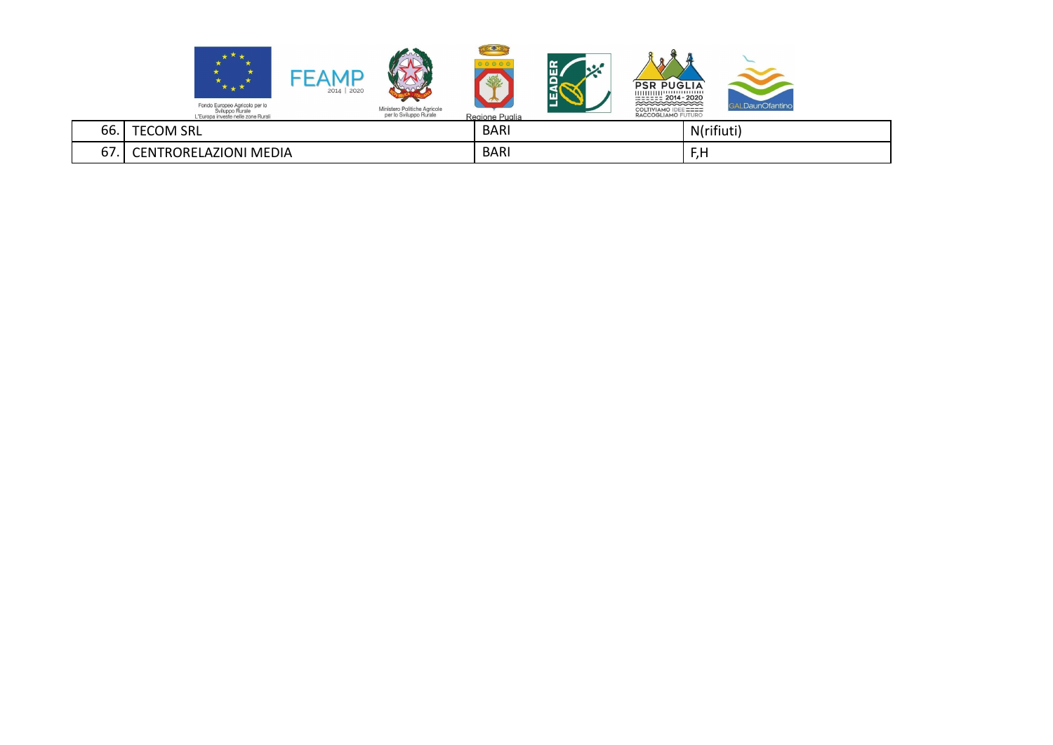| | | | |
|---|---|---|---|
| 66. | TECOM SRL | BARI | N(rifiuti) |
| 67. | CENTRORELAZIONI MEDIA | BARI | F,H |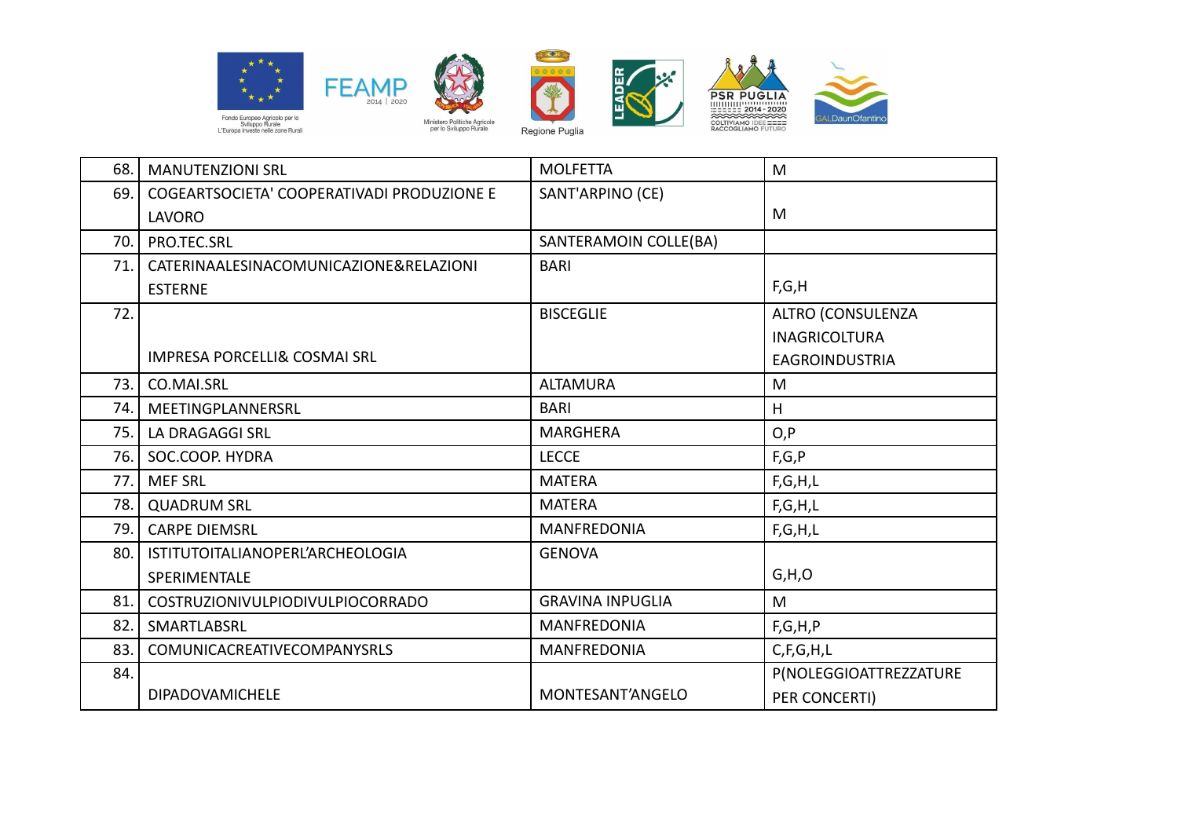| | | | |
|---|---|---|---|
| 68. | MANUTENZIONI SRL | MOLFETTA | M |
| 69. | COGEARTSOCIETA' COOPERATIVADI PRODUZIONE E LAVORO | SANT'ARPINO (CE) | M |
| 70. | PRO.TEC.SRL | SANTERAMOIN COLLE(BA) | |
| 71. | CATERINAALESINACOMUNICAZIONE&RELAZIONI ESTERNE | BARI | F,G,H |
| 72. | IMPRESA PORCELLI& COSMAI SRL | BISCEGLIE | ALTRO (CONSULENZA INAGRICOLTURA EAGROINDUSTRIA |
| 73. | CO.MAI.SRL | ALTAMURA | M |
| 74. | MEETINGPLANNERSRL | BARI | H |
| 75. | LA DRAGAGGI SRL | MARGHERA | O,P |
| 76. | SOC.COOP. HYDRA | LECCE | F,G,P |
| 77. | MEF SRL | MATERA | F,G,H,L |
| 78. | QUADRUM SRL | MATERA | F,G,H,L |
| 79. | CARPE DIEMSRL | MANFREDONIA | F,G,H,L |
| 80. | ISTITUTOITALIANOPERL'ARCHEOLOGIA SPERIMENTALE | GENOVA | G,H,O |
| 81. | COSTRUZIONIVULPIODIVULPIOCORRADO | GRAVINA INPUGLIA | M |
| 82. | SMARTLABSRL | MANFREDONIA | F,G,H,P |
| 83. | COMUNICACREATIVECOMPANYSRLS | MANFREDONIA | C,F,G,H,L |
| 84. | DIPADOVAMICHELE | MONTESANT'ANGELO | P(NOLEGGIOATTREZZATURE PER CONCERTI) |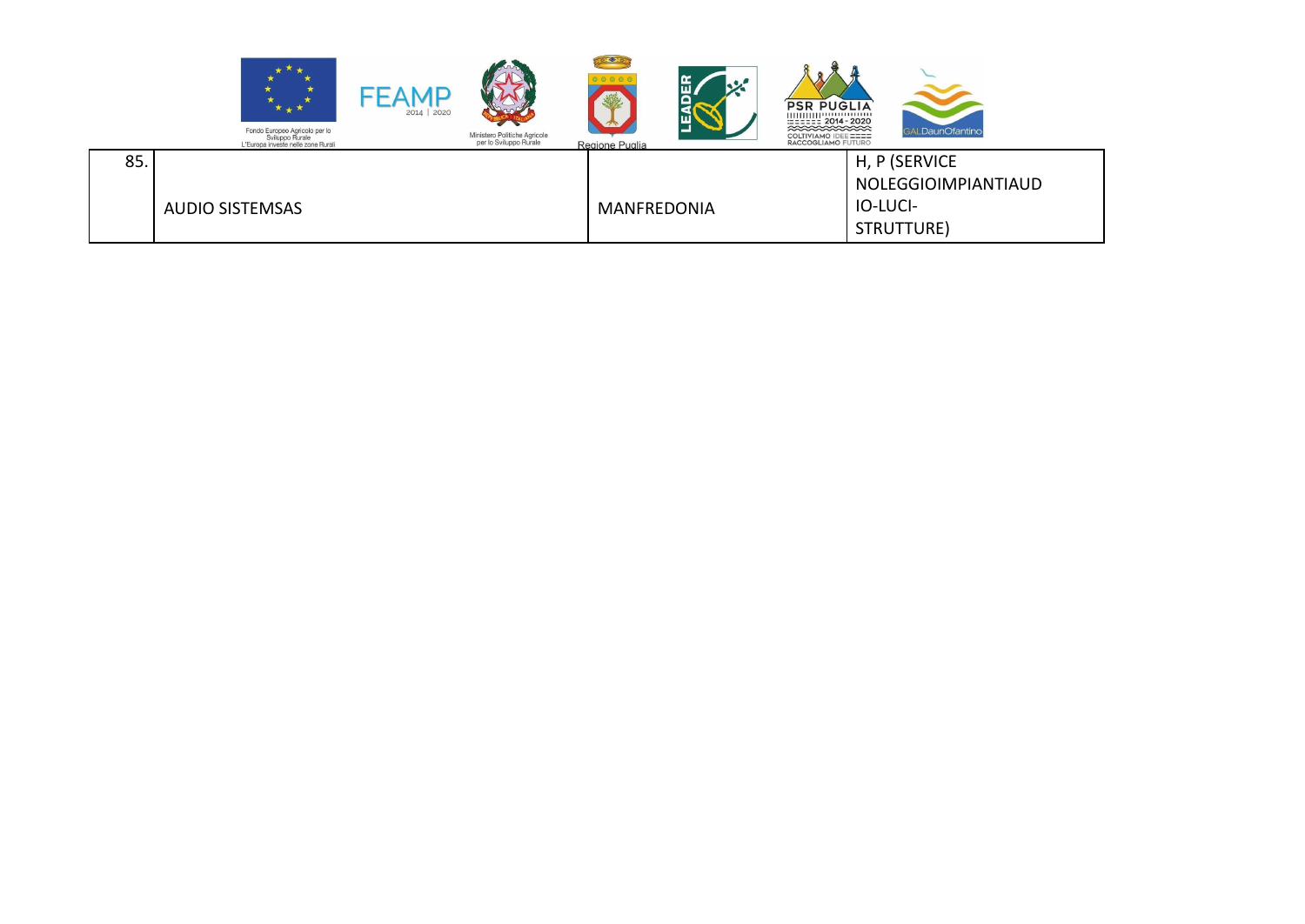| 85. | AUDIO SISTEMSAS | MANFREDONIA | H, P (SERVICE NOLEGGIOIMPIANTIAUD IO-LUCI-STRUTTURE) |
|---|---|---|---|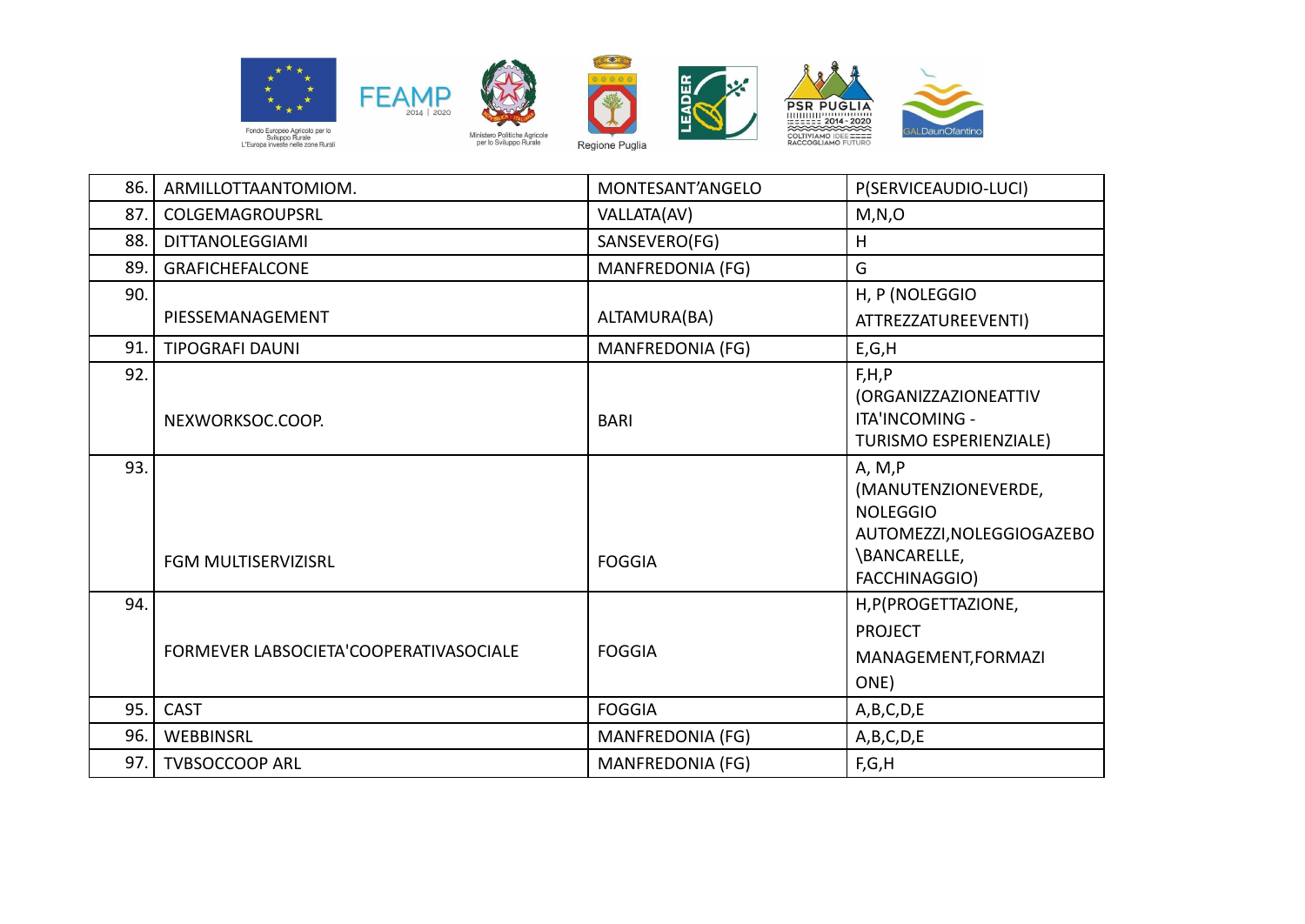| 86. | ARMILLOTTAANTOMIOM. | MONTESANT'ANGELO | P(SERVICEAUDIO-LUCI) |
|---|---|---|---|
| 87. | COLGEMAGROUPSRL | VALLATA(AV) | M,N,O |
| 88. | DITTANOLEGGIAMI | SANSEVERO(FG) | H |
| 89. | GRAFICHEFALCONE | MANFREDONIA (FG) | G |
| 90. | PIESSEMANAGEMENT | ALTAMURA(BA) | H, P (NOLEGGIO ATTREZZATUREEVENTI) |
| 91. | TIPOGRAFI DAUNI | MANFREDONIA (FG) | E,G,H |
| 92. | NEXWORKSOC.COOP. | BARI | F,H,P (ORGANIZZAZIONEATTIV ITA'INCOMING - TURISMO ESPERIENZIALE) |
| 93. | FGM MULTISERVIZISRL | FOGGIA | A, M,P (MANUTENZIONEVERDE, NOLEGGIO AUTOMEZZI,NOLEGGIOGAZEBO \BANCARELLE, FACCHINAGGIO) |
| 94. | FORMEVER LABSOCIETA'COOPERATIVASOCIALE | FOGGIA | H,P(PROGETTAZIONE, PROJECT MANAGEMENT,FORMAZI ONE) |
| 95. | CAST | FOGGIA | A,B,C,D,E |
| 96. | WEBBINSRL | MANFREDONIA (FG) | A,B,C,D,E |
| 97. | TVBSOCCOOP ARL | MANFREDONIA (FG) | F,G,H |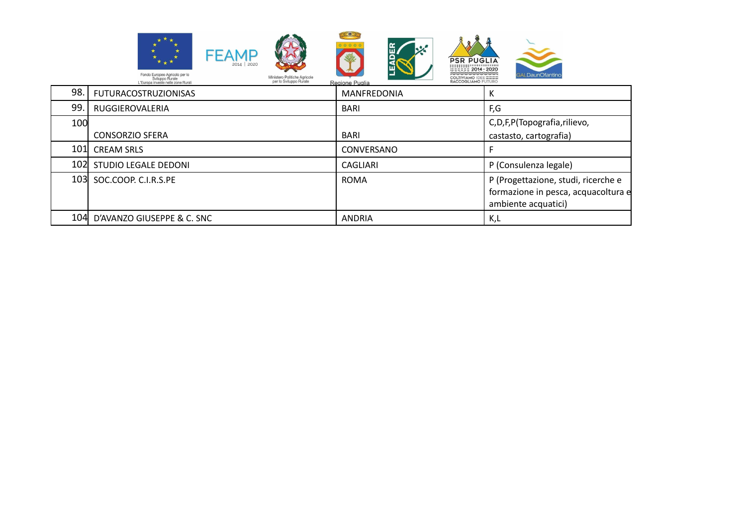| | | | |
|---|---|---|---|
| 98. | FUTURACOSTRUZIONISAS | MANFREDONIA | K |
| 99. | RUGGIEROVALERIA | BARI | F,G |
| 100 | CONSORZIO SFERA | BARI | C,D,F,P(Topografia,rilievo, castasto, cartografia) |
| 101 | CREAM SRLS | CONVERSANO | F |
| 102 | STUDIO LEGALE DEDONI | CAGLIARI | P (Consulenza legale) |
| 103 | SOC.COOP. C.I.R.S.PE | ROMA | P (Progettazione, studi, ricerche e formazione in pesca, acquacoltura e ambiente acquatici) |
| 104 | D'AVANZO GIUSEPPE & C. SNC | ANDRIA | K,L |